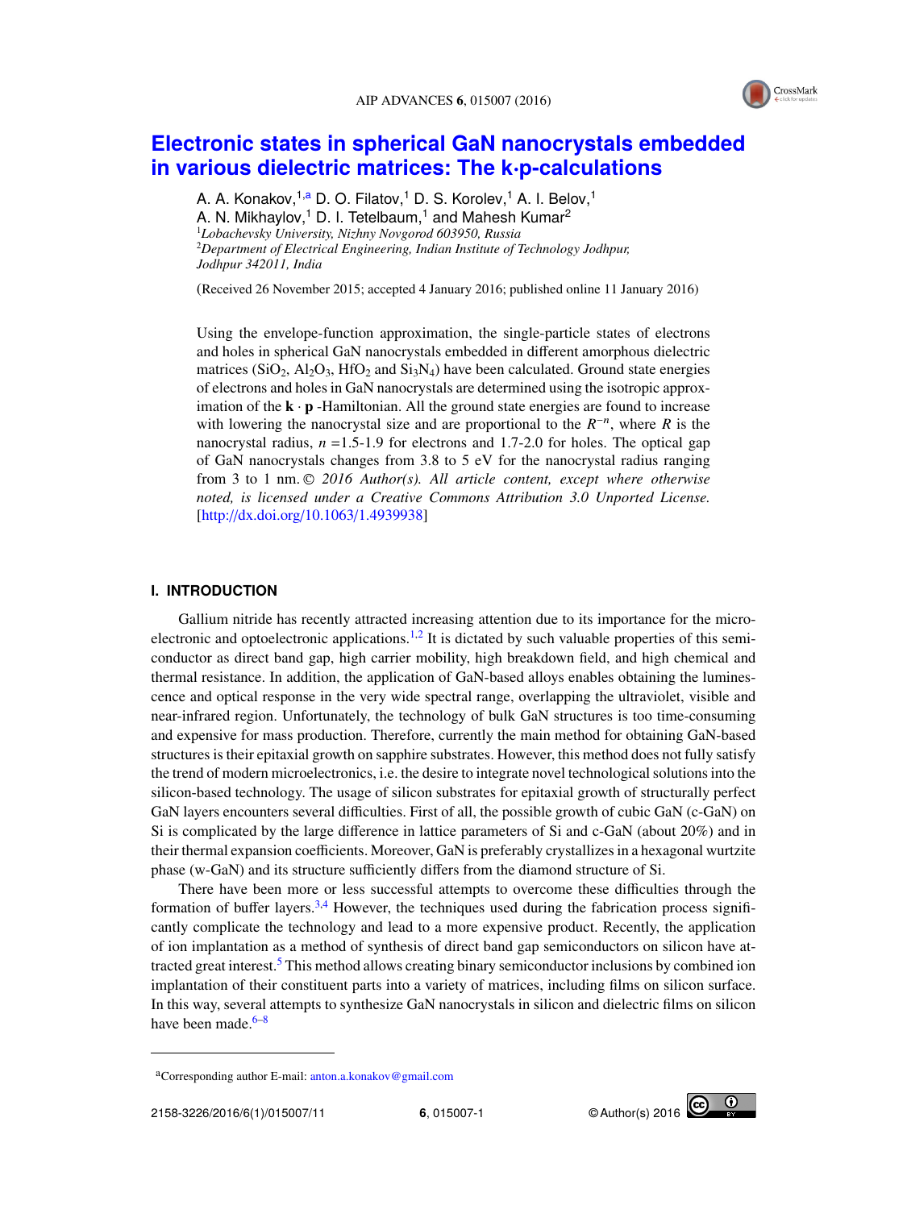# Electronic states in spherical GaN nanocrystals embedded in various dielectric matrices: The k·p-calculations

A. A. Konakov,[1,a] D. O. Filatov,[1] D. S. Korolev,[1] A. I. Belov,[1] A. N. Mikhaylov,[1] D. I. Tetelbaum,[1] and Mahesh Kumar[2]

[1]*Lobachevsky University, Nizhny Novgorod 603950, Russia*
[2]*Department of Electrical Engineering, Indian Institute of Technology Jodhpur, Jodhpur 342011, India*

(Received 26 November 2015; accepted 4 January 2016; published online 11 January 2016)

Using the envelope-function approximation, the single-particle states of electrons and holes in spherical GaN nanocrystals embedded in different amorphous dielectric matrices ($SiO_2$, $Al_2O_3$, $HfO_2$ and $Si_3N_4$) have been calculated. Ground state energies of electrons and holes in GaN nanocrystals are determined using the isotropic approximation of the $\mathbf{k} \cdot \mathbf{p}$ -Hamiltonian. All the ground state energies are found to increase with lowering the nanocrystal size and are proportional to the $R^{-n}$, where $R$ is the nanocrystal radius, $n$ =1.5-1.9 for electrons and 1.7-2.0 for holes. The optical gap of GaN nanocrystals changes from 3.8 to 5 eV for the nanocrystal radius ranging from 3 to 1 nm. © *2016 Author(s). All article content, except where otherwise noted, is licensed under a Creative Commons Attribution 3.0 Unported License.* [http://dx.doi.org/10.1063/1.4939938]

## I. INTRODUCTION

Gallium nitride has recently attracted increasing attention due to its importance for the microelectronic and optoelectronic applications.[1,2] It is dictated by such valuable properties of this semiconductor as direct band gap, high carrier mobility, high breakdown field, and high chemical and thermal resistance. In addition, the application of GaN-based alloys enables obtaining the luminescence and optical response in the very wide spectral range, overlapping the ultraviolet, visible and near-infrared region. Unfortunately, the technology of bulk GaN structures is too time-consuming and expensive for mass production. Therefore, currently the main method for obtaining GaN-based structures is their epitaxial growth on sapphire substrates. However, this method does not fully satisfy the trend of modern microelectronics, i.e. the desire to integrate novel technological solutions into the silicon-based technology. The usage of silicon substrates for epitaxial growth of structurally perfect GaN layers encounters several difficulties. First of all, the possible growth of cubic GaN (c-GaN) on Si is complicated by the large difference in lattice parameters of Si and c-GaN (about 20%) and in their thermal expansion coefficients. Moreover, GaN is preferably crystallizes in a hexagonal wurtzite phase (w-GaN) and its structure sufficiently differs from the diamond structure of Si.

There have been more or less successful attempts to overcome these difficulties through the formation of buffer layers.[3,4] However, the techniques used during the fabrication process significantly complicate the technology and lead to a more expensive product. Recently, the application of ion implantation as a method of synthesis of direct band gap semiconductors on silicon have attracted great interest.[5] This method allows creating binary semiconductor inclusions by combined ion implantation of their constituent parts into a variety of matrices, including films on silicon surface. In this way, several attempts to synthesize GaN nanocrystals in silicon and dielectric films on silicon have been made.[6–8]

[a]Corresponding author E-mail: anton.a.konakov@gmail.com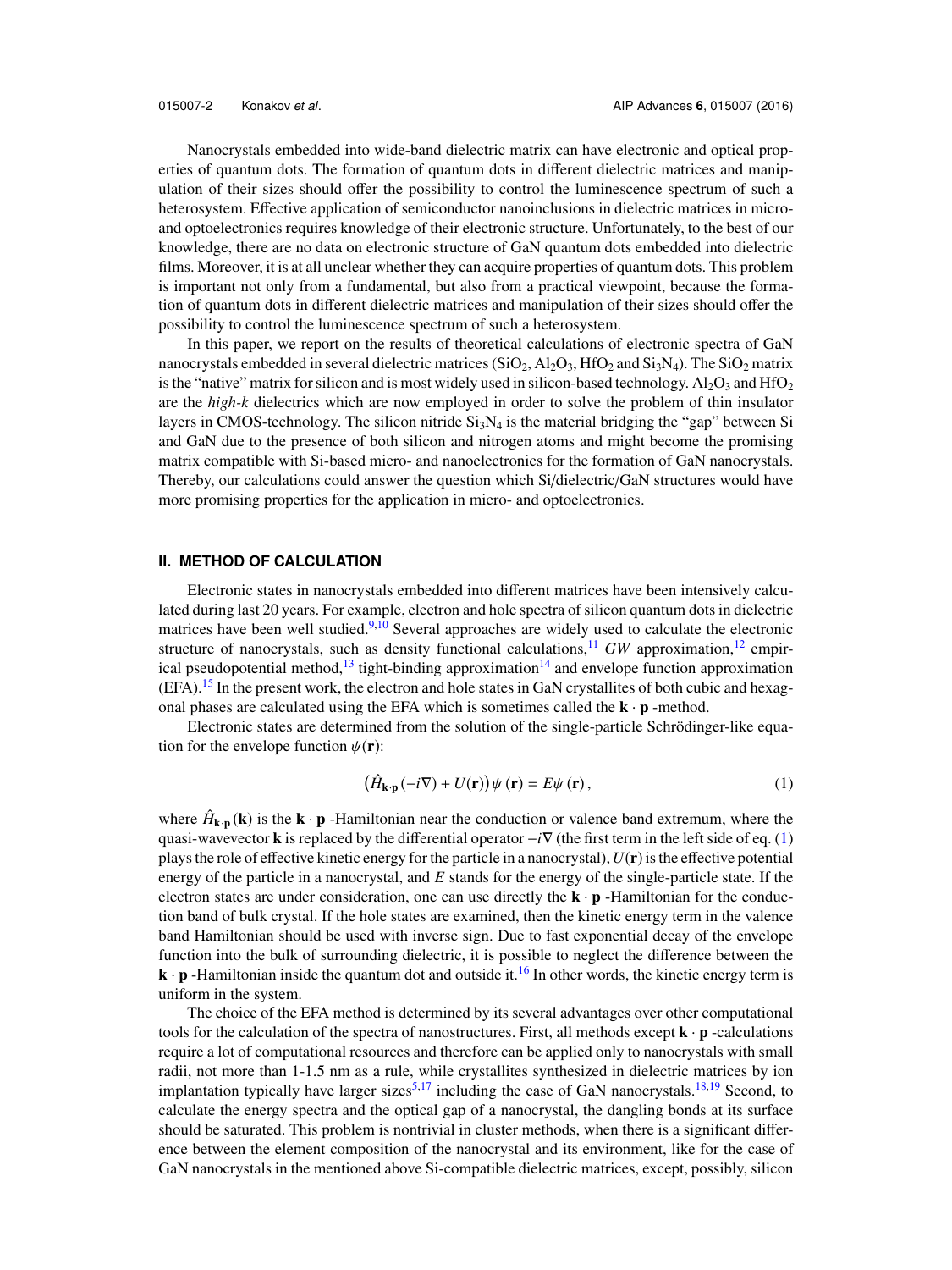Nanocrystals embedded into wide-band dielectric matrix can have electronic and optical properties of quantum dots. The formation of quantum dots in different dielectric matrices and manipulation of their sizes should offer the possibility to control the luminescence spectrum of such a heterosystem. Effective application of semiconductor nanoinclusions in dielectric matrices in micro- and optoelectronics requires knowledge of their electronic structure. Unfortunately, to the best of our knowledge, there are no data on electronic structure of GaN quantum dots embedded into dielectric films. Moreover, it is at all unclear whether they can acquire properties of quantum dots. This problem is important not only from a fundamental, but also from a practical viewpoint, because the formation of quantum dots in different dielectric matrices and manipulation of their sizes should offer the possibility to control the luminescence spectrum of such a heterosystem.

In this paper, we report on the results of theoretical calculations of electronic spectra of GaN nanocrystals embedded in several dielectric matrices ($SiO_2$, $Al_2O_3$, $HfO_2$ and $Si_3N_4$). The $SiO_2$ matrix is the "native" matrix for silicon and is most widely used in silicon-based technology. $Al_2O_3$ and $HfO_2$ are the *high-k* dielectrics which are now employed in order to solve the problem of thin insulator layers in CMOS-technology. The silicon nitride $Si_3N_4$ is the material bridging the "gap" between Si and GaN due to the presence of both silicon and nitrogen atoms and might become the promising matrix compatible with Si-based micro- and nanoelectronics for the formation of GaN nanocrystals. Thereby, our calculations could answer the question which Si/dielectric/GaN structures would have more promising properties for the application in micro- and optoelectronics.

## II. METHOD OF CALCULATION

Electronic states in nanocrystals embedded into different matrices have been intensively calculated during last 20 years. For example, electron and hole spectra of silicon quantum dots in dielectric matrices have been well studied.[9,10] Several approaches are widely used to calculate the electronic structure of nanocrystals, such as density functional calculations,[11] *GW* approximation,[12] empirical pseudopotential method,[13] tight-binding approximation[14] and envelope function approximation (EFA).[15] In the present work, the electron and hole states in GaN crystallites of both cubic and hexagonal phases are calculated using the EFA which is sometimes called the $\mathbf{k}\cdot\mathbf{p}$ -method.

Electronic states are determined from the solution of the single-particle Schrödinger-like equation for the envelope function $\psi(\mathbf{r})$:

$$\left(\hat{H}_{\mathbf{k}\cdot\mathbf{p}}\left(-i\nabla\right)+U(\mathbf{r})\right)\psi\left(\mathbf{r}\right)=E\psi\left(\mathbf{r}\right), \tag{1}$$

where $\hat{H}_{\mathbf{k}\cdot\mathbf{p}}(\mathbf{k})$ is the $\mathbf{k}\cdot\mathbf{p}$ -Hamiltonian near the conduction or valence band extremum, where the quasi-wavevector $\mathbf{k}$ is replaced by the differential operator $-i\nabla$ (the first term in the left side of eq. (1) plays the role of effective kinetic energy for the particle in a nanocrystal), $U(\mathbf{r})$ is the effective potential energy of the particle in a nanocrystal, and $E$ stands for the energy of the single-particle state. If the electron states are under consideration, one can use directly the $\mathbf{k}\cdot\mathbf{p}$ -Hamiltonian for the conduction band of bulk crystal. If the hole states are examined, then the kinetic energy term in the valence band Hamiltonian should be used with inverse sign. Due to fast exponential decay of the envelope function into the bulk of surrounding dielectric, it is possible to neglect the difference between the $\mathbf{k}\cdot\mathbf{p}$ -Hamiltonian inside the quantum dot and outside it.[16] In other words, the kinetic energy term is uniform in the system.

The choice of the EFA method is determined by its several advantages over other computational tools for the calculation of the spectra of nanostructures. First, all methods except $\mathbf{k}\cdot\mathbf{p}$ -calculations require a lot of computational resources and therefore can be applied only to nanocrystals with small radii, not more than 1-1.5 nm as a rule, while crystallites synthesized in dielectric matrices by ion implantation typically have larger sizes[5,17] including the case of GaN nanocrystals.[18,19] Second, to calculate the energy spectra and the optical gap of a nanocrystal, the dangling bonds at its surface should be saturated. This problem is nontrivial in cluster methods, when there is a significant difference between the element composition of the nanocrystal and its environment, like for the case of GaN nanocrystals in the mentioned above Si-compatible dielectric matrices, except, possibly, silicon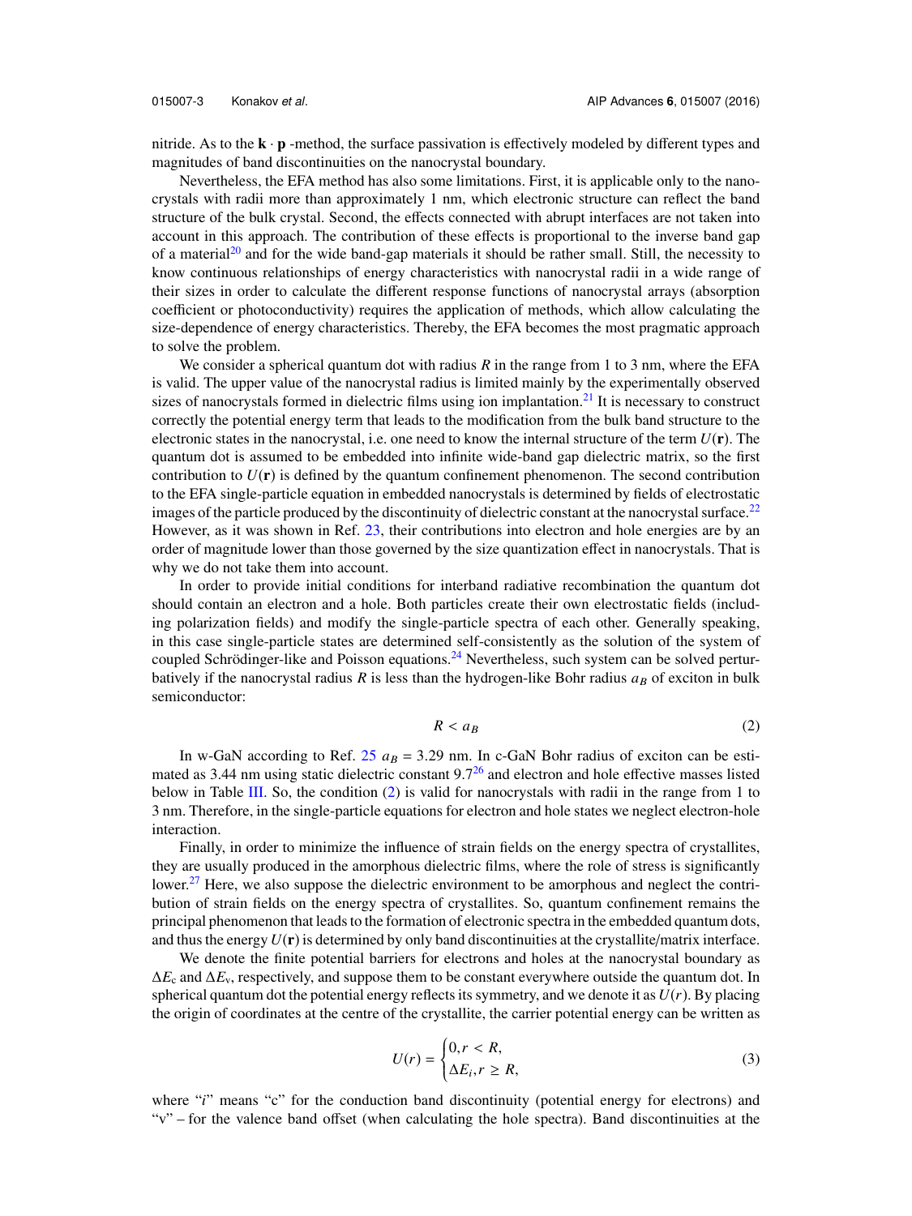nitride. As to the $\mathbf{k} \cdot \mathbf{p}$ -method, the surface passivation is effectively modeled by different types and magnitudes of band discontinuities on the nanocrystal boundary.

Nevertheless, the EFA method has also some limitations. First, it is applicable only to the nanocrystals with radii more than approximately 1 nm, which electronic structure can reflect the band structure of the bulk crystal. Second, the effects connected with abrupt interfaces are not taken into account in this approach. The contribution of these effects is proportional to the inverse band gap of a material[20] and for the wide band-gap materials it should be rather small. Still, the necessity to know continuous relationships of energy characteristics with nanocrystal radii in a wide range of their sizes in order to calculate the different response functions of nanocrystal arrays (absorption coefficient or photoconductivity) requires the application of methods, which allow calculating the size-dependence of energy characteristics. Thereby, the EFA becomes the most pragmatic approach to solve the problem.

We consider a spherical quantum dot with radius $R$ in the range from 1 to 3 nm, where the EFA is valid. The upper value of the nanocrystal radius is limited mainly by the experimentally observed sizes of nanocrystals formed in dielectric films using ion implantation.[21] It is necessary to construct correctly the potential energy term that leads to the modification from the bulk band structure to the electronic states in the nanocrystal, i.e. one need to know the internal structure of the term $U(\mathbf{r})$. The quantum dot is assumed to be embedded into infinite wide-band gap dielectric matrix, so the first contribution to $U(\mathbf{r})$ is defined by the quantum confinement phenomenon. The second contribution to the EFA single-particle equation in embedded nanocrystals is determined by fields of electrostatic images of the particle produced by the discontinuity of dielectric constant at the nanocrystal surface.[22] However, as it was shown in Ref. 23, their contributions into electron and hole energies are by an order of magnitude lower than those governed by the size quantization effect in nanocrystals. That is why we do not take them into account.

In order to provide initial conditions for interband radiative recombination the quantum dot should contain an electron and a hole. Both particles create their own electrostatic fields (including polarization fields) and modify the single-particle spectra of each other. Generally speaking, in this case single-particle states are determined self-consistently as the solution of the system of coupled Schrödinger-like and Poisson equations.[24] Nevertheless, such system can be solved perturbatively if the nanocrystal radius $R$ is less than the hydrogen-like Bohr radius $a_B$ of exciton in bulk semiconductor:

$$R < a_B \tag{2}$$

In w-GaN according to Ref. 25 $a_B = 3.29$ nm. In c-GaN Bohr radius of exciton can be estimated as 3.44 nm using static dielectric constant 9.7[26] and electron and hole effective masses listed below in Table III. So, the condition (2) is valid for nanocrystals with radii in the range from 1 to 3 nm. Therefore, in the single-particle equations for electron and hole states we neglect electron-hole interaction.

Finally, in order to minimize the influence of strain fields on the energy spectra of crystallites, they are usually produced in the amorphous dielectric films, where the role of stress is significantly lower.[27] Here, we also suppose the dielectric environment to be amorphous and neglect the contribution of strain fields on the energy spectra of crystallites. So, quantum confinement remains the principal phenomenon that leads to the formation of electronic spectra in the embedded quantum dots, and thus the energy $U(\mathbf{r})$ is determined by only band discontinuities at the crystallite/matrix interface.

We denote the finite potential barriers for electrons and holes at the nanocrystal boundary as $\Delta E_c$ and $\Delta E_v$, respectively, and suppose them to be constant everywhere outside the quantum dot. In spherical quantum dot the potential energy reflects its symmetry, and we denote it as $U(r)$. By placing the origin of coordinates at the centre of the crystallite, the carrier potential energy can be written as

$$U(r) = \begin{cases} 0, r < R, \\ \Delta E_i, r \geq R, \end{cases} \tag{3}$$

where "$i$" means "c" for the conduction band discontinuity (potential energy for electrons) and "v" – for the valence band offset (when calculating the hole spectra). Band discontinuities at the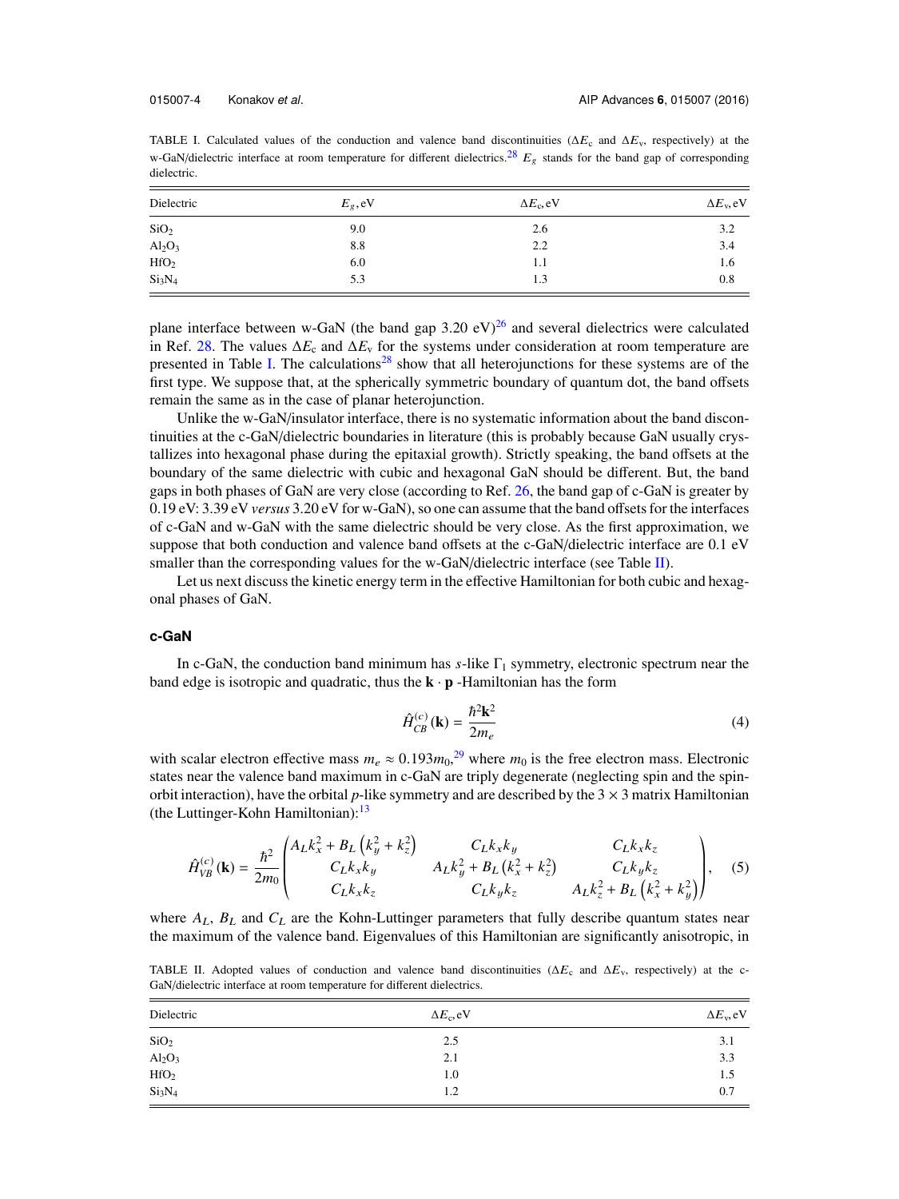TABLE I. Calculated values of the conduction and valence band discontinuities ($\Delta E_c$ and $\Delta E_v$, respectively) at the w-GaN/dielectric interface at room temperature for different dielectrics.[28] $E_g$ stands for the band gap of corresponding dielectric.

| Dielectric | $E_g$, eV | $\Delta E_c$, eV | $\Delta E_v$, eV |
|---|---|---|---|
| $SiO_2$ | 9.0 | 2.6 | 3.2 |
| $Al_2O_3$ | 8.8 | 2.2 | 3.4 |
| $HfO_2$ | 6.0 | 1.1 | 1.6 |
| $Si_3N_4$ | 5.3 | 1.3 | 0.8 |

plane interface between w-GaN (the band gap 3.20 eV)[26] and several dielectrics were calculated in Ref. 28. The values $\Delta E_c$ and $\Delta E_v$ for the systems under consideration at room temperature are presented in Table I. The calculations[28] show that all heterojunctions for these systems are of the first type. We suppose that, at the spherically symmetric boundary of quantum dot, the band offsets remain the same as in the case of planar heterojunction.

Unlike the w-GaN/insulator interface, there is no systematic information about the band discontinuities at the c-GaN/dielectric boundaries in literature (this is probably because GaN usually crystallizes into hexagonal phase during the epitaxial growth). Strictly speaking, the band offsets at the boundary of the same dielectric with cubic and hexagonal GaN should be different. But, the band gaps in both phases of GaN are very close (according to Ref. 26, the band gap of c-GaN is greater by 0.19 eV: 3.39 eV *versus* 3.20 eV for w-GaN), so one can assume that the band offsets for the interfaces of c-GaN and w-GaN with the same dielectric should be very close. As the first approximation, we suppose that both conduction and valence band offsets at the c-GaN/dielectric interface are 0.1 eV smaller than the corresponding values for the w-GaN/dielectric interface (see Table II).

Let us next discuss the kinetic energy term in the effective Hamiltonian for both cubic and hexagonal phases of GaN.

### c-GaN

In c-GaN, the conduction band minimum has *s*-like $\Gamma_1$ symmetry, electronic spectrum near the band edge is isotropic and quadratic, thus the $\mathbf{k}\cdot\mathbf{p}$ -Hamiltonian has the form

$$\hat{H}_{CB}^{(c)}(\mathbf{k}) = \frac{\hbar^2\mathbf{k}^2}{2m_e} \tag{4}$$

with scalar electron effective mass $m_e \approx 0.193 m_0$,[29] where $m_0$ is the free electron mass. Electronic states near the valence band maximum in c-GaN are triply degenerate (neglecting spin and the spin-orbit interaction), have the orbital *p*-like symmetry and are described by the $3\times 3$ matrix Hamiltonian (the Luttinger-Kohn Hamiltonian):[13]

$$\hat{H}_{VB}^{(c)}(\mathbf{k}) = \frac{\hbar^2}{2m_0}\begin{pmatrix} A_L k_x^2 + B_L\left(k_y^2+k_z^2\right) & C_L k_x k_y & C_L k_x k_z \\ C_L k_x k_y & A_L k_y^2 + B_L\left(k_x^2+k_z^2\right) & C_L k_y k_z \\ C_L k_x k_z & C_L k_y k_z & A_L k_z^2 + B_L\left(k_x^2+k_y^2\right) \end{pmatrix}, \tag{5}$$

where $A_L$, $B_L$ and $C_L$ are the Kohn-Luttinger parameters that fully describe quantum states near the maximum of the valence band. Eigenvalues of this Hamiltonian are significantly anisotropic, in

TABLE II. Adopted values of conduction and valence band discontinuities ($\Delta E_c$ and $\Delta E_v$, respectively) at the c-GaN/dielectric interface at room temperature for different dielectrics.

| Dielectric | $\Delta E_c$, eV | $\Delta E_v$, eV |
|---|---|---|
| $SiO_2$ | 2.5 | 3.1 |
| $Al_2O_3$ | 2.1 | 3.3 |
| $HfO_2$ | 1.0 | 1.5 |
| $Si_3N_4$ | 1.2 | 0.7 |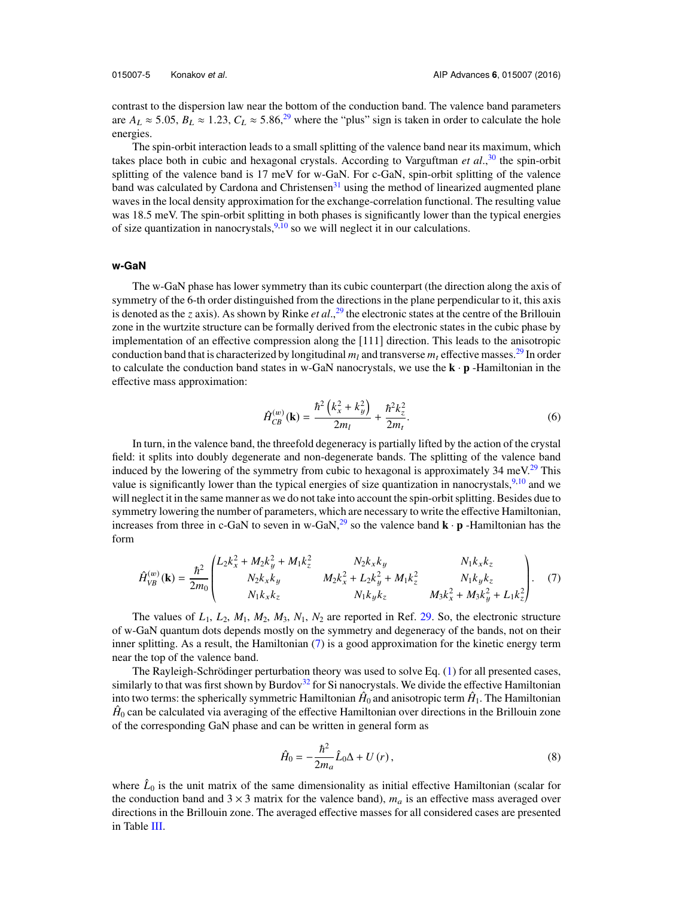contrast to the dispersion law near the bottom of the conduction band. The valence band parameters are $A_L \approx 5.05$, $B_L \approx 1.23$, $C_L \approx 5.86$,[29] where the "plus" sign is taken in order to calculate the hole energies.

The spin-orbit interaction leads to a small splitting of the valence band near its maximum, which takes place both in cubic and hexagonal crystals. According to Varguftman *et al.*,[30] the spin-orbit splitting of the valence band is 17 meV for w-GaN. For c-GaN, spin-orbit splitting of the valence band was calculated by Cardona and Christensen[31] using the method of linearized augmented plane waves in the local density approximation for the exchange-correlation functional. The resulting value was 18.5 meV. The spin-orbit splitting in both phases is significantly lower than the typical energies of size quantization in nanocrystals,[9,10] so we will neglect it in our calculations.

### w-GaN

The w-GaN phase has lower symmetry than its cubic counterpart (the direction along the axis of symmetry of the 6-th order distinguished from the directions in the plane perpendicular to it, this axis is denoted as the $z$ axis). As shown by Rinke *et al.*,[29] the electronic states at the centre of the Brillouin zone in the wurtzite structure can be formally derived from the electronic states in the cubic phase by implementation of an effective compression along the [111] direction. This leads to the anisotropic conduction band that is characterized by longitudinal $m_l$ and transverse $m_t$ effective masses.[29] In order to calculate the conduction band states in w-GaN nanocrystals, we use the $\mathbf{k} \cdot \mathbf{p}$ -Hamiltonian in the effective mass approximation:

$$\hat{H}_{CB}^{(w)}(\mathbf{k}) = \frac{\hbar^2 \left(k_x^2 + k_y^2\right)}{2m_l} + \frac{\hbar^2 k_z^2}{2m_t}. \tag{6}$$

In turn, in the valence band, the threefold degeneracy is partially lifted by the action of the crystal field: it splits into doubly degenerate and non-degenerate bands. The splitting of the valence band induced by the lowering of the symmetry from cubic to hexagonal is approximately 34 meV.[29] This value is significantly lower than the typical energies of size quantization in nanocrystals,[9,10] and we will neglect it in the same manner as we do not take into account the spin-orbit splitting. Besides due to symmetry lowering the number of parameters, which are necessary to write the effective Hamiltonian, increases from three in c-GaN to seven in w-GaN,[29] so the valence band $\mathbf{k} \cdot \mathbf{p}$ -Hamiltonian has the form

$$\hat{H}_{VB}^{(w)}(\mathbf{k}) = \frac{\hbar^2}{2m_0} \begin{pmatrix} L_2 k_x^2 + M_2 k_y^2 + M_1 k_z^2 & N_2 k_x k_y & N_1 k_x k_z \\ N_2 k_x k_y & M_2 k_x^2 + L_2 k_y^2 + M_1 k_z^2 & N_1 k_y k_z \\ N_1 k_x k_z & N_1 k_y k_z & M_3 k_x^2 + M_3 k_y^2 + L_1 k_z^2 \end{pmatrix}. \tag{7}$$

The values of $L_1$, $L_2$, $M_1$, $M_2$, $M_3$, $N_1$, $N_2$ are reported in Ref. 29. So, the electronic structure of w-GaN quantum dots depends mostly on the symmetry and degeneracy of the bands, not on their inner splitting. As a result, the Hamiltonian (7) is a good approximation for the kinetic energy term near the top of the valence band.

The Rayleigh-Schrödinger perturbation theory was used to solve Eq. (1) for all presented cases, similarly to that was first shown by Burdov[32] for Si nanocrystals. We divide the effective Hamiltonian into two terms: the spherically symmetric Hamiltonian $\hat{H}_0$ and anisotropic term $\hat{H}_1$. The Hamiltonian $\hat{H}_0$ can be calculated via averaging of the effective Hamiltonian over directions in the Brillouin zone of the corresponding GaN phase and can be written in general form as

$$\hat{H}_0 = -\frac{\hbar^2}{2m_a} \hat{L}_0 \Delta + U(r), \tag{8}$$

where $\hat{L}_0$ is the unit matrix of the same dimensionality as initial effective Hamiltonian (scalar for the conduction band and $3 \times 3$ matrix for the valence band), $m_a$ is an effective mass averaged over directions in the Brillouin zone. The averaged effective masses for all considered cases are presented in Table III.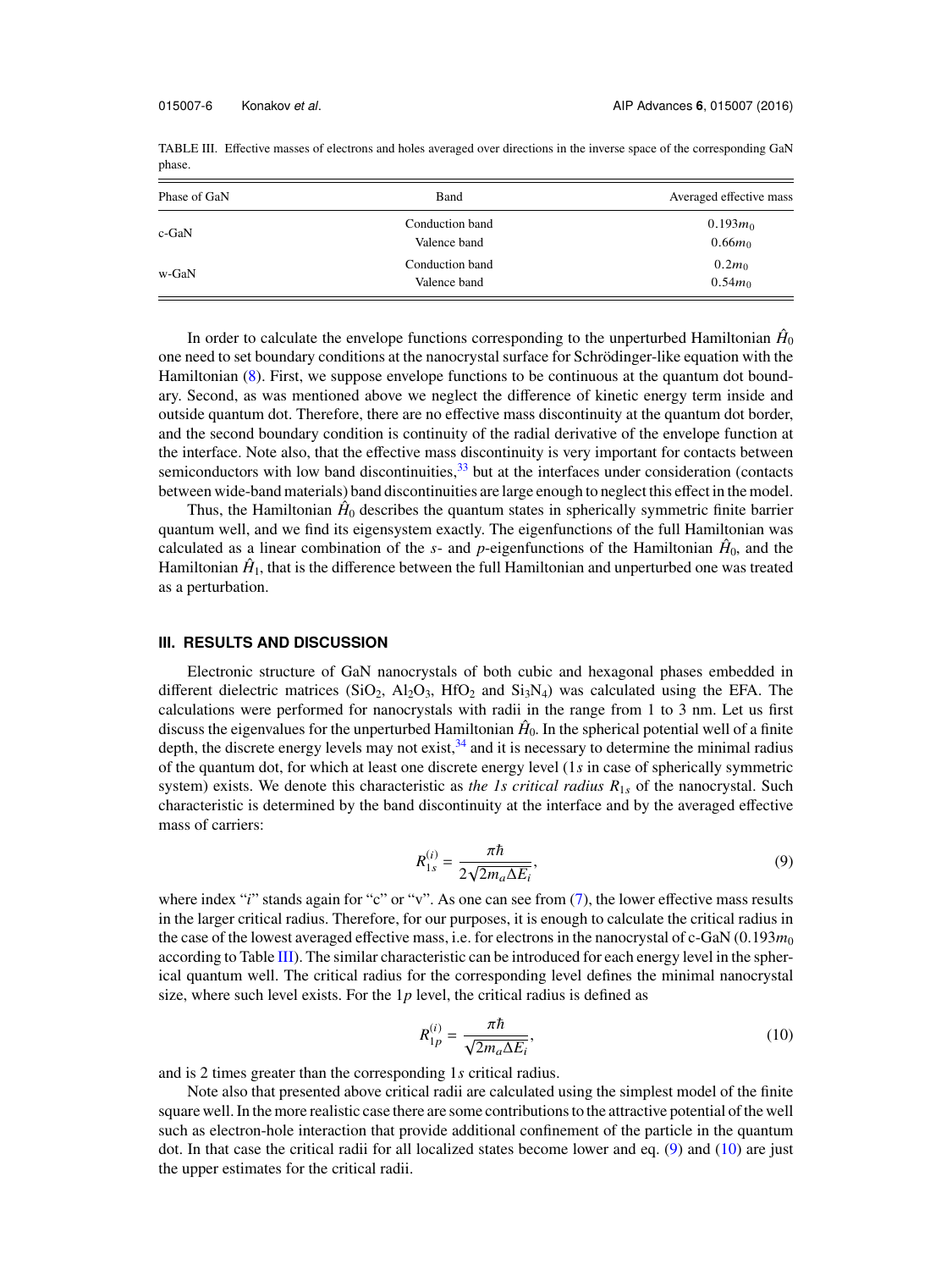TABLE III. Effective masses of electrons and holes averaged over directions in the inverse space of the corresponding GaN phase.

| Phase of GaN | Band | Averaged effective mass |
|---|---|---|
| c-GaN | Conduction band | $0.193m_0$ |
| | Valence band | $0.66m_0$ |
| w-GaN | Conduction band | $0.2m_0$ |
| | Valence band | $0.54m_0$ |

In order to calculate the envelope functions corresponding to the unperturbed Hamiltonian $\hat{H}_0$ one need to set boundary conditions at the nanocrystal surface for Schrödinger-like equation with the Hamiltonian (8). First, we suppose envelope functions to be continuous at the quantum dot boundary. Second, as was mentioned above we neglect the difference of kinetic energy term inside and outside quantum dot. Therefore, there are no effective mass discontinuity at the quantum dot border, and the second boundary condition is continuity of the radial derivative of the envelope function at the interface. Note also, that the effective mass discontinuity is very important for contacts between semiconductors with low band discontinuities,[33] but at the interfaces under consideration (contacts between wide-band materials) band discontinuities are large enough to neglect this effect in the model.

Thus, the Hamiltonian $\hat{H}_0$ describes the quantum states in spherically symmetric finite barrier quantum well, and we find its eigensystem exactly. The eigenfunctions of the full Hamiltonian was calculated as a linear combination of the *s*- and *p*-eigenfunctions of the Hamiltonian $\hat{H}_0$, and the Hamiltonian $\hat{H}_1$, that is the difference between the full Hamiltonian and unperturbed one was treated as a perturbation.

## III. RESULTS AND DISCUSSION

Electronic structure of GaN nanocrystals of both cubic and hexagonal phases embedded in different dielectric matrices ($SiO_2$, $Al_2O_3$, $HfO_2$ and $Si_3N_4$) was calculated using the EFA. The calculations were performed for nanocrystals with radii in the range from 1 to 3 nm. Let us first discuss the eigenvalues for the unperturbed Hamiltonian $\hat{H}_0$. In the spherical potential well of a finite depth, the discrete energy levels may not exist,[34] and it is necessary to determine the minimal radius of the quantum dot, for which at least one discrete energy level ($1s$ in case of spherically symmetric system) exists. We denote this characteristic as *the 1s critical radius* $R_{1s}$ of the nanocrystal. Such characteristic is determined by the band discontinuity at the interface and by the averaged effective mass of carriers:

$$R_{1s}^{(i)} = \frac{\pi\hbar}{2\sqrt{2m_a\Delta E_i}}, \tag{9}$$

where index "*i*" stands again for "c" or "v". As one can see from (7), the lower effective mass results in the larger critical radius. Therefore, for our purposes, it is enough to calculate the critical radius in the case of the lowest averaged effective mass, i.e. for electrons in the nanocrystal of c-GaN ($0.193m_0$ according to Table III). The similar characteristic can be introduced for each energy level in the spherical quantum well. The critical radius for the corresponding level defines the minimal nanocrystal size, where such level exists. For the $1p$ level, the critical radius is defined as

$$R_{1p}^{(i)} = \frac{\pi\hbar}{\sqrt{2m_a\Delta E_i}}, \tag{10}$$

and is 2 times greater than the corresponding $1s$ critical radius.

Note also that presented above critical radii are calculated using the simplest model of the finite square well. In the more realistic case there are some contributions to the attractive potential of the well such as electron-hole interaction that provide additional confinement of the particle in the quantum dot. In that case the critical radii for all localized states become lower and eq. (9) and (10) are just the upper estimates for the critical radii.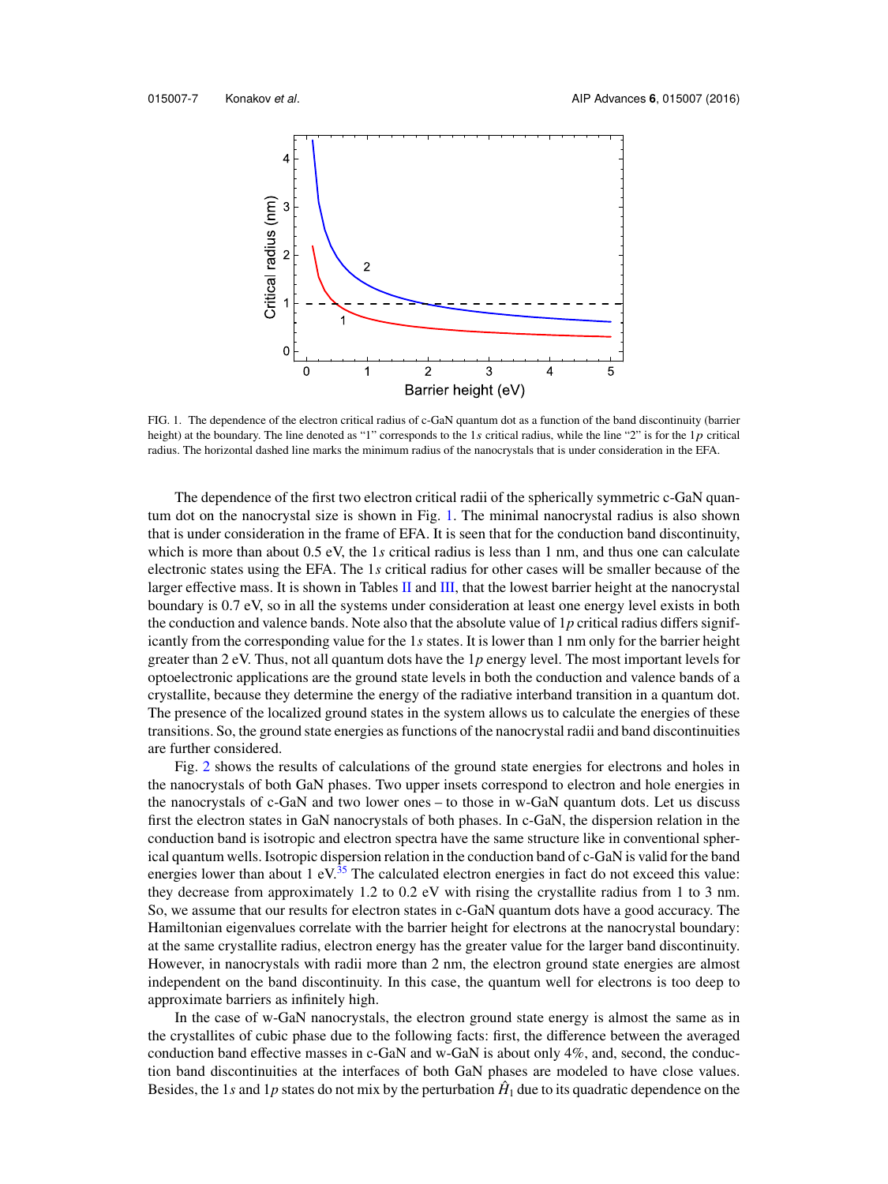FIG. 1. The dependence of the electron critical radius of c-GaN quantum dot as a function of the band discontinuity (barrier height) at the boundary. The line denoted as "1" corresponds to the $1s$ critical radius, while the line "2" is for the $1p$ critical radius. The horizontal dashed line marks the minimum radius of the nanocrystals that is under consideration in the EFA.

The dependence of the first two electron critical radii of the spherically symmetric c-GaN quantum dot on the nanocrystal size is shown in Fig. 1. The minimal nanocrystal radius is also shown that is under consideration in the frame of EFA. It is seen that for the conduction band discontinuity, which is more than about 0.5 eV, the $1s$ critical radius is less than 1 nm, and thus one can calculate electronic states using the EFA. The $1s$ critical radius for other cases will be smaller because of the larger effective mass. It is shown in Tables II and III, that the lowest barrier height at the nanocrystal boundary is 0.7 eV, so in all the systems under consideration at least one energy level exists in both the conduction and valence bands. Note also that the absolute value of $1p$ critical radius differs significantly from the corresponding value for the $1s$ states. It is lower than 1 nm only for the barrier height greater than 2 eV. Thus, not all quantum dots have the $1p$ energy level. The most important levels for optoelectronic applications are the ground state levels in both the conduction and valence bands of a crystallite, because they determine the energy of the radiative interband transition in a quantum dot. The presence of the localized ground states in the system allows us to calculate the energies of these transitions. So, the ground state energies as functions of the nanocrystal radii and band discontinuities are further considered.

Fig. 2 shows the results of calculations of the ground state energies for electrons and holes in the nanocrystals of both GaN phases. Two upper insets correspond to electron and hole energies in the nanocrystals of c-GaN and two lower ones – to those in w-GaN quantum dots. Let us discuss first the electron states in GaN nanocrystals of both phases. In c-GaN, the dispersion relation in the conduction band is isotropic and electron spectra have the same structure like in conventional spherical quantum wells. Isotropic dispersion relation in the conduction band of c-GaN is valid for the band energies lower than about 1 eV.[35] The calculated electron energies in fact do not exceed this value: they decrease from approximately 1.2 to 0.2 eV with rising the crystallite radius from 1 to 3 nm. So, we assume that our results for electron states in c-GaN quantum dots have a good accuracy. The Hamiltonian eigenvalues correlate with the barrier height for electrons at the nanocrystal boundary: at the same crystallite radius, electron energy has the greater value for the larger band discontinuity. However, in nanocrystals with radii more than 2 nm, the electron ground state energies are almost independent on the band discontinuity. In this case, the quantum well for electrons is too deep to approximate barriers as infinitely high.

In the case of w-GaN nanocrystals, the electron ground state energy is almost the same as in the crystallites of cubic phase due to the following facts: first, the difference between the averaged conduction band effective masses in c-GaN and w-GaN is about only 4%, and, second, the conduction band discontinuities at the interfaces of both GaN phases are modeled to have close values. Besides, the $1s$ and $1p$ states do not mix by the perturbation $\hat{H}_1$ due to its quadratic dependence on the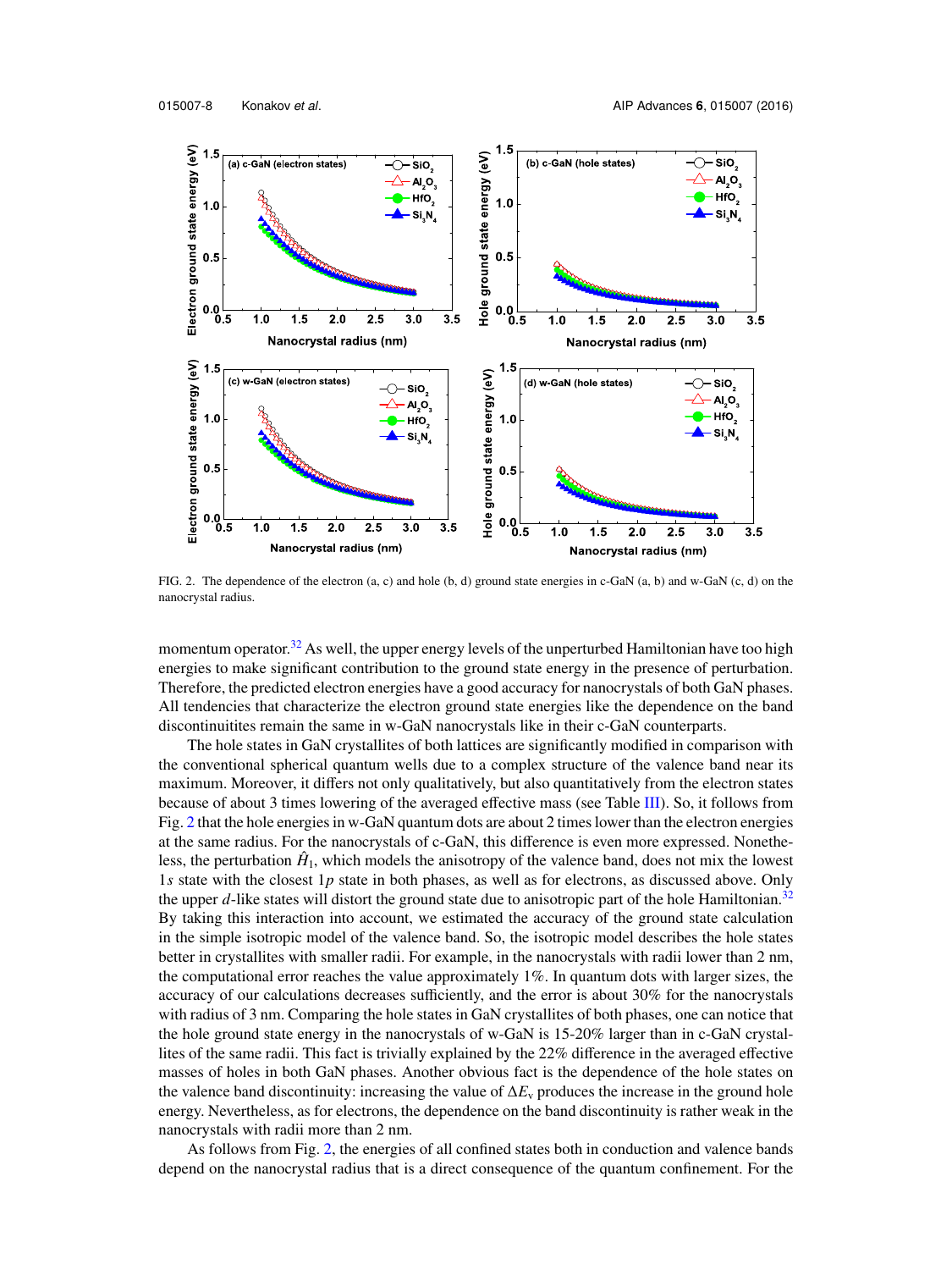FIG. 2. The dependence of the electron (a, c) and hole (b, d) ground state energies in c-GaN (a, b) and w-GaN (c, d) on the nanocrystal radius.

momentum operator.[32] As well, the upper energy levels of the unperturbed Hamiltonian have too high energies to make significant contribution to the ground state energy in the presence of perturbation. Therefore, the predicted electron energies have a good accuracy for nanocrystals of both GaN phases. All tendencies that characterize the electron ground state energies like the dependence on the band discontinuitites remain the same in w-GaN nanocrystals like in their c-GaN counterparts.

The hole states in GaN crystallites of both lattices are significantly modified in comparison with the conventional spherical quantum wells due to a complex structure of the valence band near its maximum. Moreover, it differs not only qualitatively, but also quantitatively from the electron states because of about 3 times lowering of the averaged effective mass (see Table III). So, it follows from Fig. 2 that the hole energies in w-GaN quantum dots are about 2 times lower than the electron energies at the same radius. For the nanocrystals of c-GaN, this difference is even more expressed. Nonetheless, the perturbation $\hat{H}_1$, which models the anisotropy of the valence band, does not mix the lowest $1s$ state with the closest $1p$ state in both phases, as well as for electrons, as discussed above. Only the upper $d$-like states will distort the ground state due to anisotropic part of the hole Hamiltonian.[32] By taking this interaction into account, we estimated the accuracy of the ground state calculation in the simple isotropic model of the valence band. So, the isotropic model describes the hole states better in crystallites with smaller radii. For example, in the nanocrystals with radii lower than 2 nm, the computational error reaches the value approximately 1%. In quantum dots with larger sizes, the accuracy of our calculations decreases sufficiently, and the error is about 30% for the nanocrystals with radius of 3 nm. Comparing the hole states in GaN crystallites of both phases, one can notice that the hole ground state energy in the nanocrystals of w-GaN is 15-20% larger than in c-GaN crystallites of the same radii. This fact is trivially explained by the 22% difference in the averaged effective masses of holes in both GaN phases. Another obvious fact is the dependence of the hole states on the valence band discontinuity: increasing the value of $\Delta E_v$ produces the increase in the ground hole energy. Nevertheless, as for electrons, the dependence on the band discontinuity is rather weak in the nanocrystals with radii more than 2 nm.

As follows from Fig. 2, the energies of all confined states both in conduction and valence bands depend on the nanocrystal radius that is a direct consequence of the quantum confinement. For the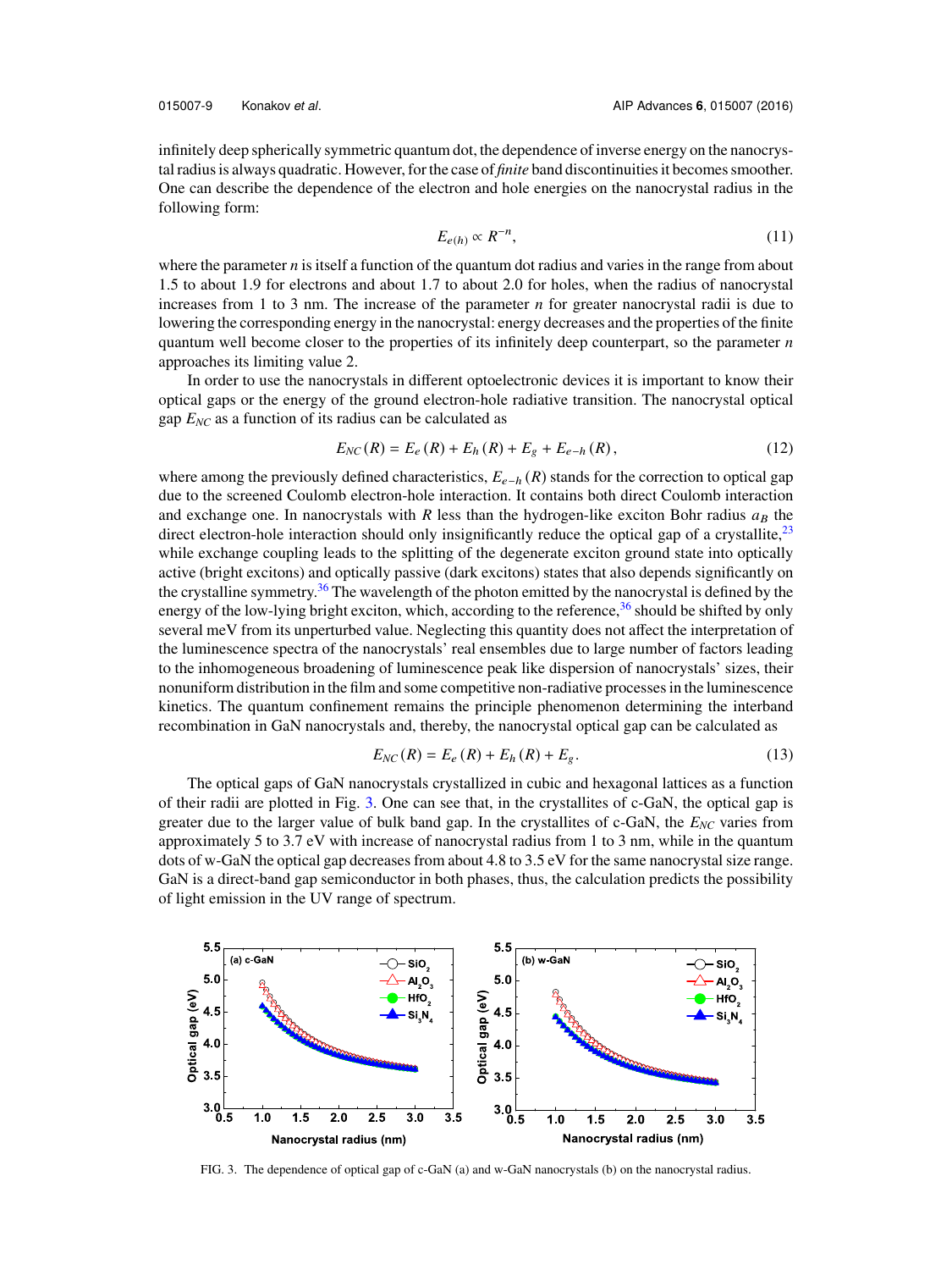infinitely deep spherically symmetric quantum dot, the dependence of inverse energy on the nanocrystal radius is always quadratic. However, for the case of *finite* band discontinuities it becomes smoother. One can describe the dependence of the electron and hole energies on the nanocrystal radius in the following form:

$$E_{e(h)} \propto R^{-n}, \tag{11}$$

where the parameter $n$ is itself a function of the quantum dot radius and varies in the range from about 1.5 to about 1.9 for electrons and about 1.7 to about 2.0 for holes, when the radius of nanocrystal increases from 1 to 3 nm. The increase of the parameter $n$ for greater nanocrystal radii is due to lowering the corresponding energy in the nanocrystal: energy decreases and the properties of the finite quantum well become closer to the properties of its infinitely deep counterpart, so the parameter $n$ approaches its limiting value 2.

In order to use the nanocrystals in different optoelectronic devices it is important to know their optical gaps or the energy of the ground electron-hole radiative transition. The nanocrystal optical gap $E_{NC}$ as a function of its radius can be calculated as

$$E_{NC}(R) = E_e(R) + E_h(R) + E_g + E_{e-h}(R), \tag{12}$$

where among the previously defined characteristics, $E_{e-h}(R)$ stands for the correction to optical gap due to the screened Coulomb electron-hole interaction. It contains both direct Coulomb interaction and exchange one. In nanocrystals with $R$ less than the hydrogen-like exciton Bohr radius $a_B$ the direct electron-hole interaction should only insignificantly reduce the optical gap of a crystallite,[23] while exchange coupling leads to the splitting of the degenerate exciton ground state into optically active (bright excitons) and optically passive (dark excitons) states that also depends significantly on the crystalline symmetry.[36] The wavelength of the photon emitted by the nanocrystal is defined by the energy of the low-lying bright exciton, which, according to the reference,[36] should be shifted by only several meV from its unperturbed value. Neglecting this quantity does not affect the interpretation of the luminescence spectra of the nanocrystals' real ensembles due to large number of factors leading to the inhomogeneous broadening of luminescence peak like dispersion of nanocrystals' sizes, their nonuniform distribution in the film and some competitive non-radiative processes in the luminescence kinetics. The quantum confinement remains the principle phenomenon determining the interband recombination in GaN nanocrystals and, thereby, the nanocrystal optical gap can be calculated as

$$E_{NC}(R) = E_e(R) + E_h(R) + E_g. \tag{13}$$

The optical gaps of GaN nanocrystals crystallized in cubic and hexagonal lattices as a function of their radii are plotted in Fig. 3. One can see that, in the crystallites of c-GaN, the optical gap is greater due to the larger value of bulk band gap. In the crystallites of c-GaN, the $E_{NC}$ varies from approximately 5 to 3.7 eV with increase of nanocrystal radius from 1 to 3 nm, while in the quantum dots of w-GaN the optical gap decreases from about 4.8 to 3.5 eV for the same nanocrystal size range. GaN is a direct-band gap semiconductor in both phases, thus, the calculation predicts the possibility of light emission in the UV range of spectrum.

FIG. 3. The dependence of optical gap of c-GaN (a) and w-GaN nanocrystals (b) on the nanocrystal radius.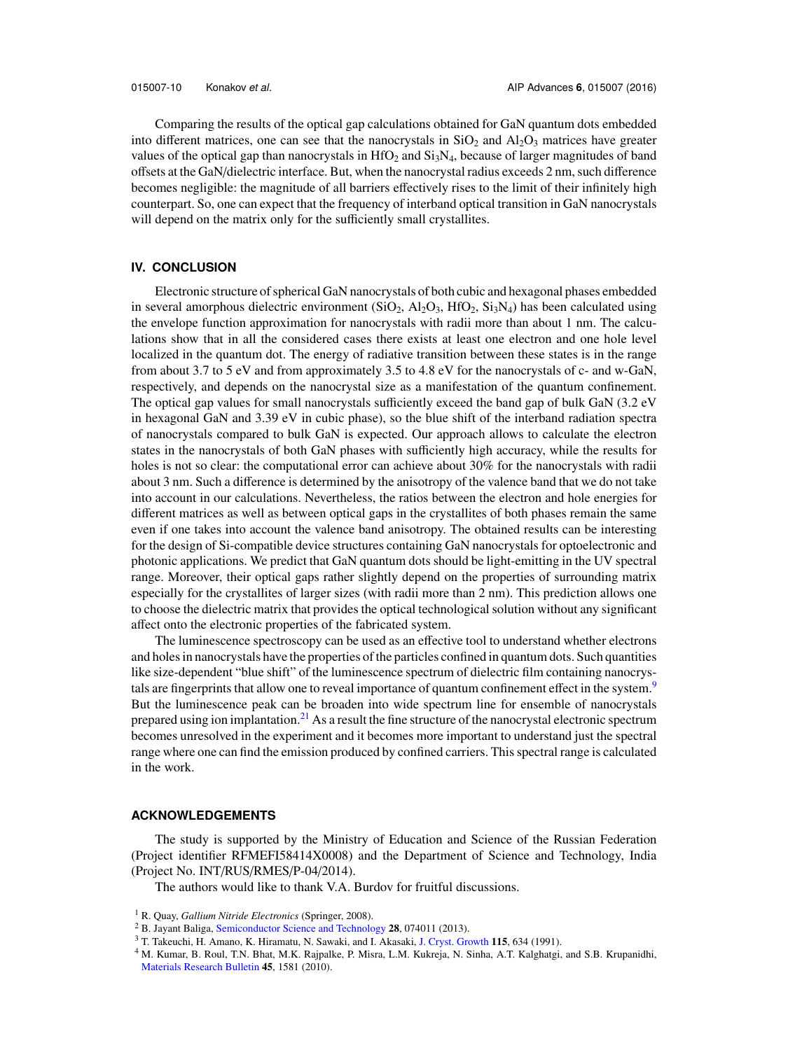Comparing the results of the optical gap calculations obtained for GaN quantum dots embedded into different matrices, one can see that the nanocrystals in $SiO_2$ and $Al_2O_3$ matrices have greater values of the optical gap than nanocrystals in $HfO_2$ and $Si_3N_4$, because of larger magnitudes of band offsets at the GaN/dielectric interface. But, when the nanocrystal radius exceeds 2 nm, such difference becomes negligible: the magnitude of all barriers effectively rises to the limit of their infinitely high counterpart. So, one can expect that the frequency of interband optical transition in GaN nanocrystals will depend on the matrix only for the sufficiently small crystallites.

## IV. CONCLUSION

Electronic structure of spherical GaN nanocrystals of both cubic and hexagonal phases embedded in several amorphous dielectric environment ($SiO_2$, $Al_2O_3$, $HfO_2$, $Si_3N_4$) has been calculated using the envelope function approximation for nanocrystals with radii more than about 1 nm. The calculations show that in all the considered cases there exists at least one electron and one hole level localized in the quantum dot. The energy of radiative transition between these states is in the range from about 3.7 to 5 eV and from approximately 3.5 to 4.8 eV for the nanocrystals of c- and w-GaN, respectively, and depends on the nanocrystal size as a manifestation of the quantum confinement. The optical gap values for small nanocrystals sufficiently exceed the band gap of bulk GaN (3.2 eV in hexagonal GaN and 3.39 eV in cubic phase), so the blue shift of the interband radiation spectra of nanocrystals compared to bulk GaN is expected. Our approach allows to calculate the electron states in the nanocrystals of both GaN phases with sufficiently high accuracy, while the results for holes is not so clear: the computational error can achieve about 30% for the nanocrystals with radii about 3 nm. Such a difference is determined by the anisotropy of the valence band that we do not take into account in our calculations. Nevertheless, the ratios between the electron and hole energies for different matrices as well as between optical gaps in the crystallites of both phases remain the same even if one takes into account the valence band anisotropy. The obtained results can be interesting for the design of Si-compatible device structures containing GaN nanocrystals for optoelectronic and photonic applications. We predict that GaN quantum dots should be light-emitting in the UV spectral range. Moreover, their optical gaps rather slightly depend on the properties of surrounding matrix especially for the crystallites of larger sizes (with radii more than 2 nm). This prediction allows one to choose the dielectric matrix that provides the optical technological solution without any significant affect onto the electronic properties of the fabricated system.

The luminescence spectroscopy can be used as an effective tool to understand whether electrons and holes in nanocrystals have the properties of the particles confined in quantum dots. Such quantities like size-dependent "blue shift" of the luminescence spectrum of dielectric film containing nanocrystals are fingerprints that allow one to reveal importance of quantum confinement effect in the system.[9] But the luminescence peak can be broaden into wide spectrum line for ensemble of nanocrystals prepared using ion implantation.[21] As a result the fine structure of the nanocrystal electronic spectrum becomes unresolved in the experiment and it becomes more important to understand just the spectral range where one can find the emission produced by confined carriers. This spectral range is calculated in the work.

## ACKNOWLEDGEMENTS

The study is supported by the Ministry of Education and Science of the Russian Federation (Project identifier RFMEFI58414X0008) and the Department of Science and Technology, India (Project No. INT/RUS/RMES/P-04/2014).

The authors would like to thank V.A. Burdov for fruitful discussions.

[1] R. Quay, *Gallium Nitride Electronics* (Springer, 2008).
[2] B. Jayant Baliga, Semiconductor Science and Technology **28**, 074011 (2013).
[3] T. Takeuchi, H. Amano, K. Hiramatu, N. Sawaki, and I. Akasaki, J. Cryst. Growth **115**, 634 (1991).
[4] M. Kumar, B. Roul, T.N. Bhat, M.K. Rajpalke, P. Misra, L.M. Kukreja, N. Sinha, A.T. Kalghatgi, and S.B. Krupanidhi, Materials Research Bulletin **45**, 1581 (2010).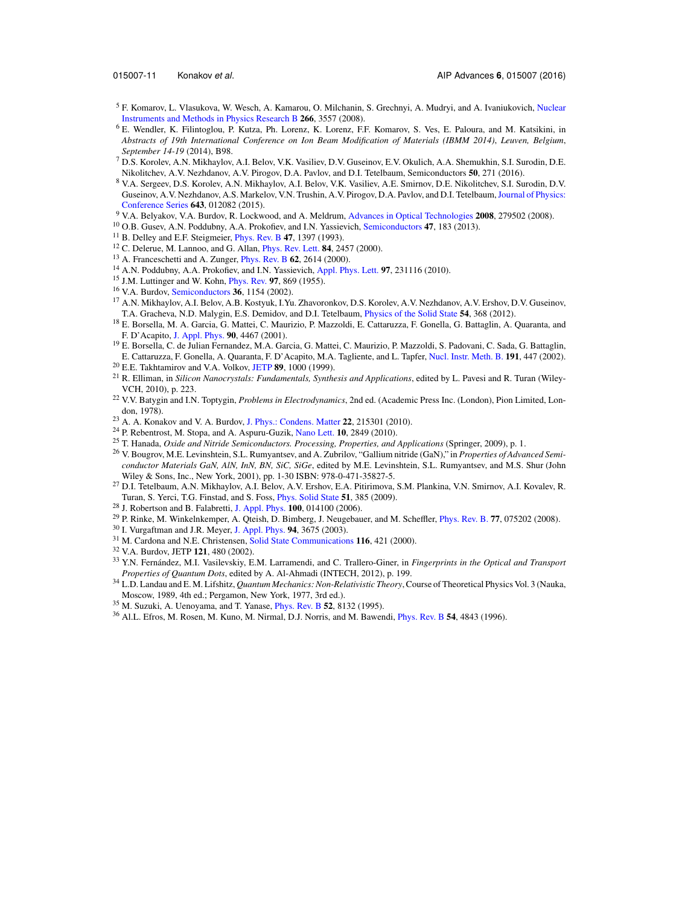[5] F. Komarov, L. Vlasukova, W. Wesch, A. Kamarou, O. Milchanin, S. Grechnyi, A. Mudryi, and A. Ivaniukovich, Nuclear Instruments and Methods in Physics Research B **266**, 3557 (2008).

[6] E. Wendler, K. Filintoglou, P. Kutza, Ph. Lorenz, K. Lorenz, F.F. Komarov, S. Ves, E. Paloura, and M. Katsikini, in *Abstracts of 19th International Conference on Ion Beam Modification of Materials (IBMM 2014), Leuven, Belgium, September 14-19* (2014), B98.

[7] D.S. Korolev, A.N. Mikhaylov, A.I. Belov, V.K. Vasiliev, D.V. Guseinov, E.V. Okulich, A.A. Shemukhin, S.I. Surodin, D.E. Nikolitchev, A.V. Nezhdanov, A.V. Pirogov, D.A. Pavlov, and D.I. Tetelbaum, Semiconductors **50**, 271 (2016).

[8] V.A. Sergeev, D.S. Korolev, A.N. Mikhaylov, A.I. Belov, V.K. Vasiliev, A.E. Smirnov, D.E. Nikolitchev, S.I. Surodin, D.V. Guseinov, A.V. Nezhdanov, A.S. Markelov, V.N. Trushin, A.V. Pirogov, D.A. Pavlov, and D.I. Tetelbaum, Journal of Physics: Conference Series **643**, 012082 (2015).

[9] V.A. Belyakov, V.A. Burdov, R. Lockwood, and A. Meldrum, Advances in Optical Technologies **2008**, 279502 (2008).

[10] O.B. Gusev, A.N. Poddubny, A.A. Prokofiev, and I.N. Yassievich, Semiconductors **47**, 183 (2013).

[11] B. Delley and E.F. Steigmeier, Phys. Rev. B **47**, 1397 (1993).

[12] C. Delerue, M. Lannoo, and G. Allan, Phys. Rev. Lett. **84**, 2457 (2000).

[13] A. Franceschetti and A. Zunger, Phys. Rev. B **62**, 2614 (2000).

[14] A.N. Poddubny, A.A. Prokofiev, and I.N. Yassievich, Appl. Phys. Lett. **97**, 231116 (2010).

[15] J.M. Luttinger and W. Kohn, Phys. Rev. **97**, 869 (1955).

[16] V.A. Burdov, Semiconductors **36**, 1154 (2002).

[17] A.N. Mikhaylov, A.I. Belov, A.B. Kostyuk, I.Yu. Zhavoronkov, D.S. Korolev, A.V. Nezhdanov, A.V. Ershov, D.V. Guseinov, T.A. Gracheva, N.D. Malygin, E.S. Demidov, and D.I. Tetelbaum, Physics of the Solid State **54**, 368 (2012).

[18] E. Borsella, M. A. Garcia, G. Mattei, C. Maurizio, P. Mazzoldi, E. Cattaruzza, F. Gonella, G. Battaglin, A. Quaranta, and F. D'Acapito, J. Appl. Phys. **90**, 4467 (2001).

[19] E. Borsella, C. de Julian Fernandez, M.A. Garcia, G. Mattei, C. Maurizio, P. Mazzoldi, S. Padovani, C. Sada, G. Battaglin, E. Cattaruzza, F. Gonella, A. Quaranta, F. D'Acapito, M.A. Tagliente, and L. Tapfer, Nucl. Instr. Meth. B. **191**, 447 (2002).

[20] E.E. Takhtamirov and V.A. Volkov, JETP **89**, 1000 (1999).

[21] R. Elliman, in *Silicon Nanocrystals: Fundamentals, Synthesis and Applications*, edited by L. Pavesi and R. Turan (Wiley-VCH, 2010), p. 223.

[22] V.V. Batygin and I.N. Toptygin, *Problems in Electrodynamics*, 2nd ed. (Academic Press Inc. (London), Pion Limited, London, 1978).

[23] A. A. Konakov and V. A. Burdov, J. Phys.: Condens. Matter **22**, 215301 (2010).

[24] P. Rebentrost, M. Stopa, and A. Aspuru-Guzik, Nano Lett. **10**, 2849 (2010).

[25] T. Hanada, *Oxide and Nitride Semiconductors. Processing, Properties, and Applications* (Springer, 2009), p. 1.

[26] V. Bougrov, M.E. Levinshtein, S.L. Rumyantsev, and A. Zubrilov, "Gallium nitride (GaN)," in *Properties of Advanced Semiconductor Materials GaN, AlN, InN, BN, SiC, SiGe*, edited by M.E. Levinshtein, S.L. Rumyantsev, and M.S. Shur (John Wiley & Sons, Inc., New York, 2001), pp. 1-30 ISBN: 978-0-471-35827-5.

[27] D.I. Tetelbaum, A.N. Mikhaylov, A.I. Belov, A.V. Ershov, E.A. Pitirimova, S.M. Plankina, V.N. Smirnov, A.I. Kovalev, R. Turan, S. Yerci, T.G. Finstad, and S. Foss, Phys. Solid State **51**, 385 (2009).

[28] J. Robertson and B. Falabretti, J. Appl. Phys. **100**, 014100 (2006).

[29] P. Rinke, M. Winkelnkemper, A. Qteish, D. Bimberg, J. Neugebauer, and M. Scheffler, Phys. Rev. B. **77**, 075202 (2008).

[30] I. Vurgaftman and J.R. Meyer, J. Appl. Phys. **94**, 3675 (2003).

[31] M. Cardona and N.E. Christensen, Solid State Communications **116**, 421 (2000).

[32] V.A. Burdov, JETP **121**, 480 (2002).

[33] Y.N. Fernández, M.I. Vasilevskiy, E.M. Larramendi, and C. Trallero-Giner, in *Fingerprints in the Optical and Transport Properties of Quantum Dots*, edited by A. Al-Ahmadi (INTECH, 2012), p. 199.

[34] L.D. Landau and E. M. Lifshitz, *Quantum Mechanics: Non-Relativistic Theory*, Course of Theoretical Physics Vol. 3 (Nauka, Moscow, 1989, 4th ed.; Pergamon, New York, 1977, 3rd ed.).

[35] M. Suzuki, A. Uenoyama, and T. Yanase, Phys. Rev. B **52**, 8132 (1995).

[36] Al.L. Efros, M. Rosen, M. Kuno, M. Nirmal, D.J. Norris, and M. Bawendi, Phys. Rev. B **54**, 4843 (1996).